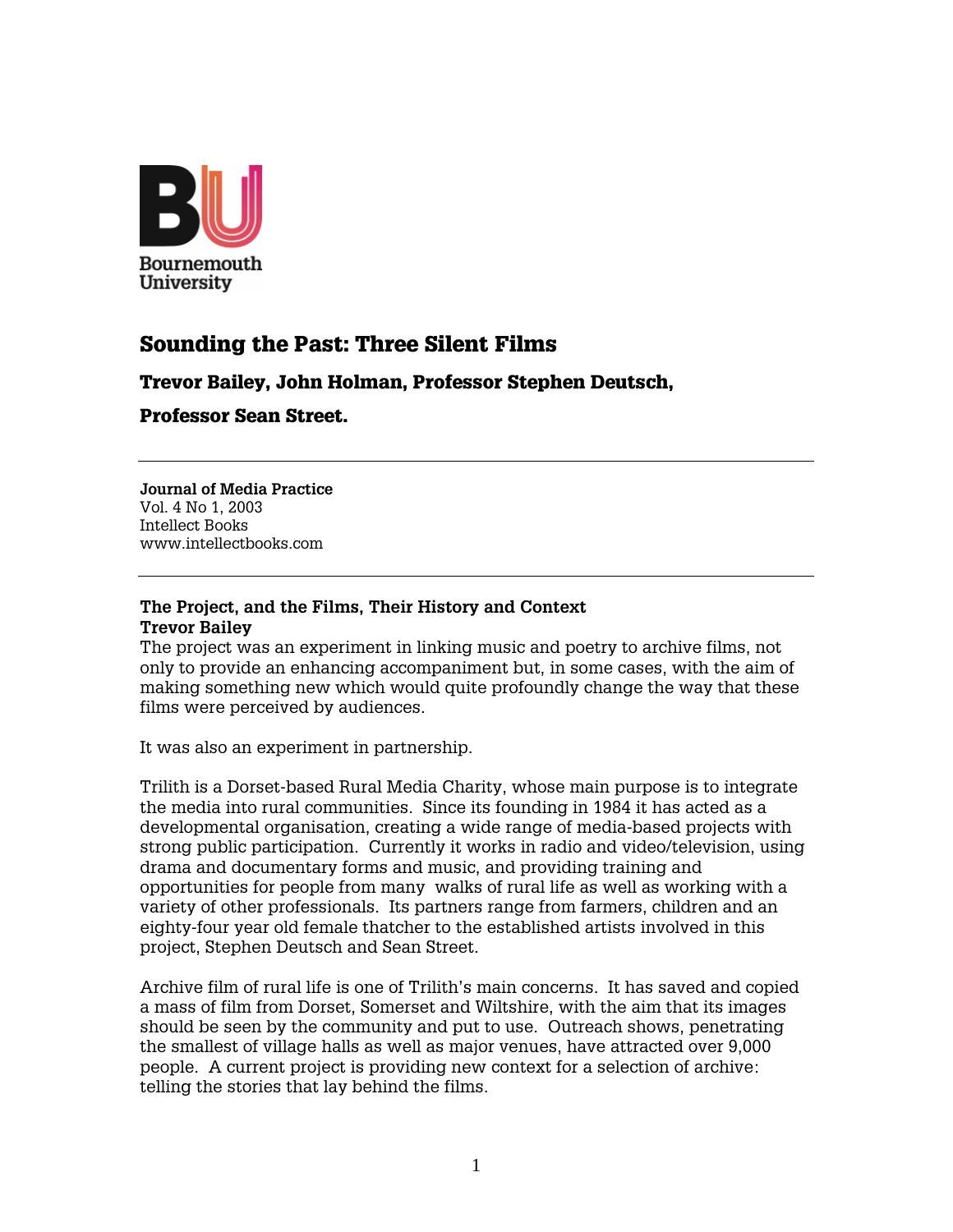# Sounding the Past: Three Silent Films

**Trevor Bailey, John Holman, Professor Stephen Deutsch,**

**Professor Sean Street.**

---

**Journal of Media Practice**
Vol. 4 No 1, 2003
Intellect Books
www.intellectbooks.com

---

## The Project, and the Films, Their History and Context
**Trevor Bailey**

The project was an experiment in linking music and poetry to archive films, not only to provide an enhancing accompaniment but, in some cases, with the aim of making something new which would quite profoundly change the way that these films were perceived by audiences.

It was also an experiment in partnership.

Trilith is a Dorset-based Rural Media Charity, whose main purpose is to integrate the media into rural communities. Since its founding in 1984 it has acted as a developmental organisation, creating a wide range of media-based projects with strong public participation. Currently it works in radio and video/television, using drama and documentary forms and music, and providing training and opportunities for people from many walks of rural life as well as working with a variety of other professionals. Its partners range from farmers, children and an eighty-four year old female thatcher to the established artists involved in this project, Stephen Deutsch and Sean Street.

Archive film of rural life is one of Trilith's main concerns. It has saved and copied a mass of film from Dorset, Somerset and Wiltshire, with the aim that its images should be seen by the community and put to use. Outreach shows, penetrating the smallest of village halls as well as major venues, have attracted over 9,000 people. A current project is providing new context for a selection of archive: telling the stories that lay behind the films.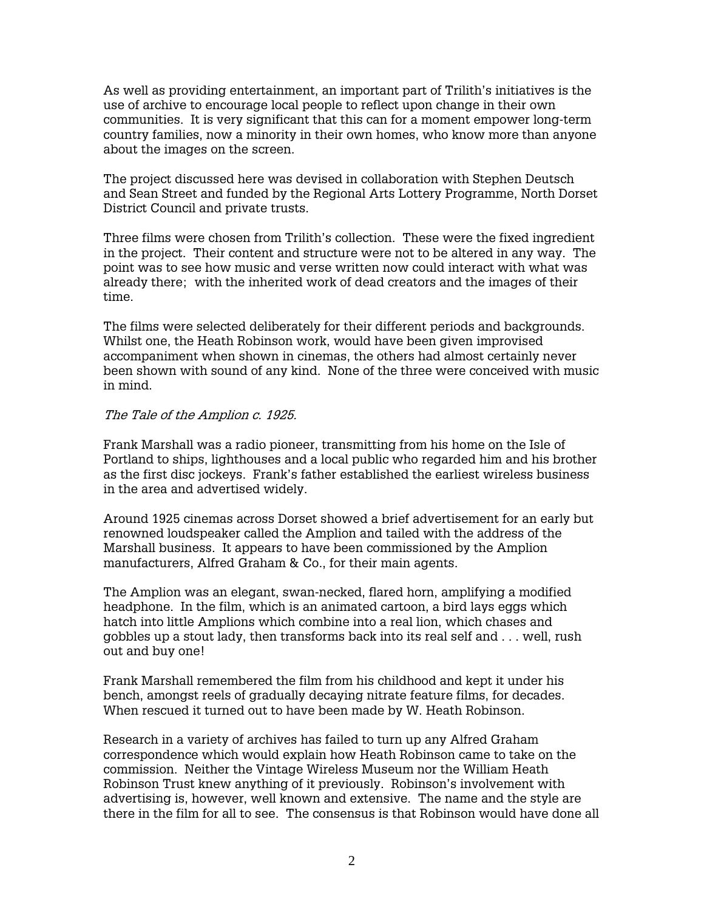As well as providing entertainment, an important part of Trilith's initiatives is the use of archive to encourage local people to reflect upon change in their own communities. It is very significant that this can for a moment empower long-term country families, now a minority in their own homes, who know more than anyone about the images on the screen.

The project discussed here was devised in collaboration with Stephen Deutsch and Sean Street and funded by the Regional Arts Lottery Programme, North Dorset District Council and private trusts.

Three films were chosen from Trilith's collection. These were the fixed ingredient in the project. Their content and structure were not to be altered in any way. The point was to see how music and verse written now could interact with what was already there; with the inherited work of dead creators and the images of their time.

The films were selected deliberately for their different periods and backgrounds. Whilst one, the Heath Robinson work, would have been given improvised accompaniment when shown in cinemas, the others had almost certainly never been shown with sound of any kind. None of the three were conceived with music in mind.

*The Tale of the Amplion c. 1925.*

Frank Marshall was a radio pioneer, transmitting from his home on the Isle of Portland to ships, lighthouses and a local public who regarded him and his brother as the first disc jockeys. Frank's father established the earliest wireless business in the area and advertised widely.

Around 1925 cinemas across Dorset showed a brief advertisement for an early but renowned loudspeaker called the Amplion and tailed with the address of the Marshall business. It appears to have been commissioned by the Amplion manufacturers, Alfred Graham & Co., for their main agents.

The Amplion was an elegant, swan-necked, flared horn, amplifying a modified headphone. In the film, which is an animated cartoon, a bird lays eggs which hatch into little Amplions which combine into a real lion, which chases and gobbles up a stout lady, then transforms back into its real self and . . . well, rush out and buy one!

Frank Marshall remembered the film from his childhood and kept it under his bench, amongst reels of gradually decaying nitrate feature films, for decades. When rescued it turned out to have been made by W. Heath Robinson.

Research in a variety of archives has failed to turn up any Alfred Graham correspondence which would explain how Heath Robinson came to take on the commission. Neither the Vintage Wireless Museum nor the William Heath Robinson Trust knew anything of it previously. Robinson's involvement with advertising is, however, well known and extensive. The name and the style are there in the film for all to see. The consensus is that Robinson would have done all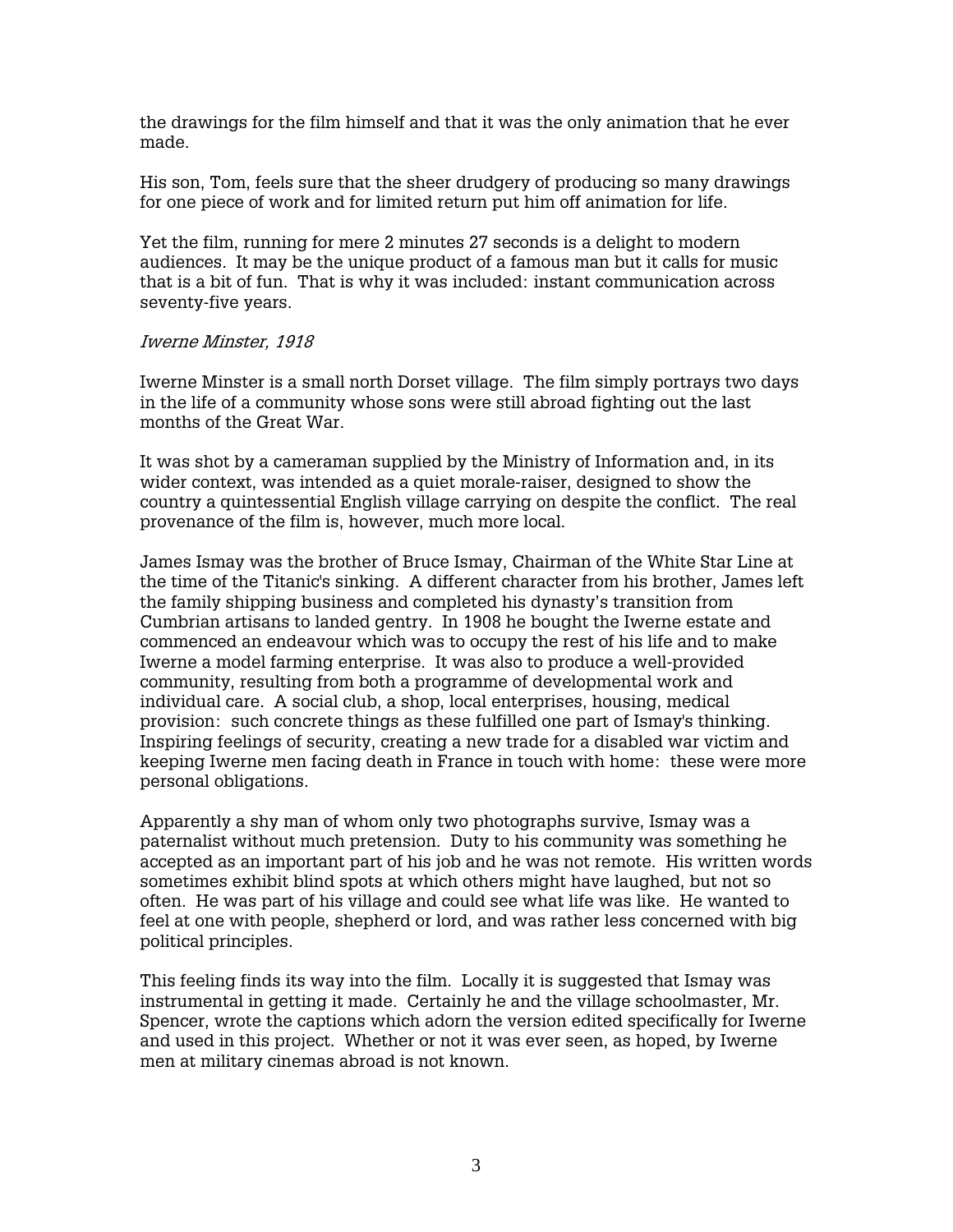the drawings for the film himself and that it was the only animation that he ever made.

His son, Tom, feels sure that the sheer drudgery of producing so many drawings for one piece of work and for limited return put him off animation for life.

Yet the film, running for mere 2 minutes 27 seconds is a delight to modern audiences. It may be the unique product of a famous man but it calls for music that is a bit of fun. That is why it was included: instant communication across seventy-five years.

*Iwerne Minster, 1918*

Iwerne Minster is a small north Dorset village. The film simply portrays two days in the life of a community whose sons were still abroad fighting out the last months of the Great War.

It was shot by a cameraman supplied by the Ministry of Information and, in its wider context, was intended as a quiet morale-raiser, designed to show the country a quintessential English village carrying on despite the conflict. The real provenance of the film is, however, much more local.

James Ismay was the brother of Bruce Ismay, Chairman of the White Star Line at the time of the Titanic's sinking. A different character from his brother, James left the family shipping business and completed his dynasty's transition from Cumbrian artisans to landed gentry. In 1908 he bought the Iwerne estate and commenced an endeavour which was to occupy the rest of his life and to make Iwerne a model farming enterprise. It was also to produce a well-provided community, resulting from both a programme of developmental work and individual care. A social club, a shop, local enterprises, housing, medical provision: such concrete things as these fulfilled one part of Ismay's thinking. Inspiring feelings of security, creating a new trade for a disabled war victim and keeping Iwerne men facing death in France in touch with home: these were more personal obligations.

Apparently a shy man of whom only two photographs survive, Ismay was a paternalist without much pretension. Duty to his community was something he accepted as an important part of his job and he was not remote. His written words sometimes exhibit blind spots at which others might have laughed, but not so often. He was part of his village and could see what life was like. He wanted to feel at one with people, shepherd or lord, and was rather less concerned with big political principles.

This feeling finds its way into the film. Locally it is suggested that Ismay was instrumental in getting it made. Certainly he and the village schoolmaster, Mr. Spencer, wrote the captions which adorn the version edited specifically for Iwerne and used in this project. Whether or not it was ever seen, as hoped, by Iwerne men at military cinemas abroad is not known.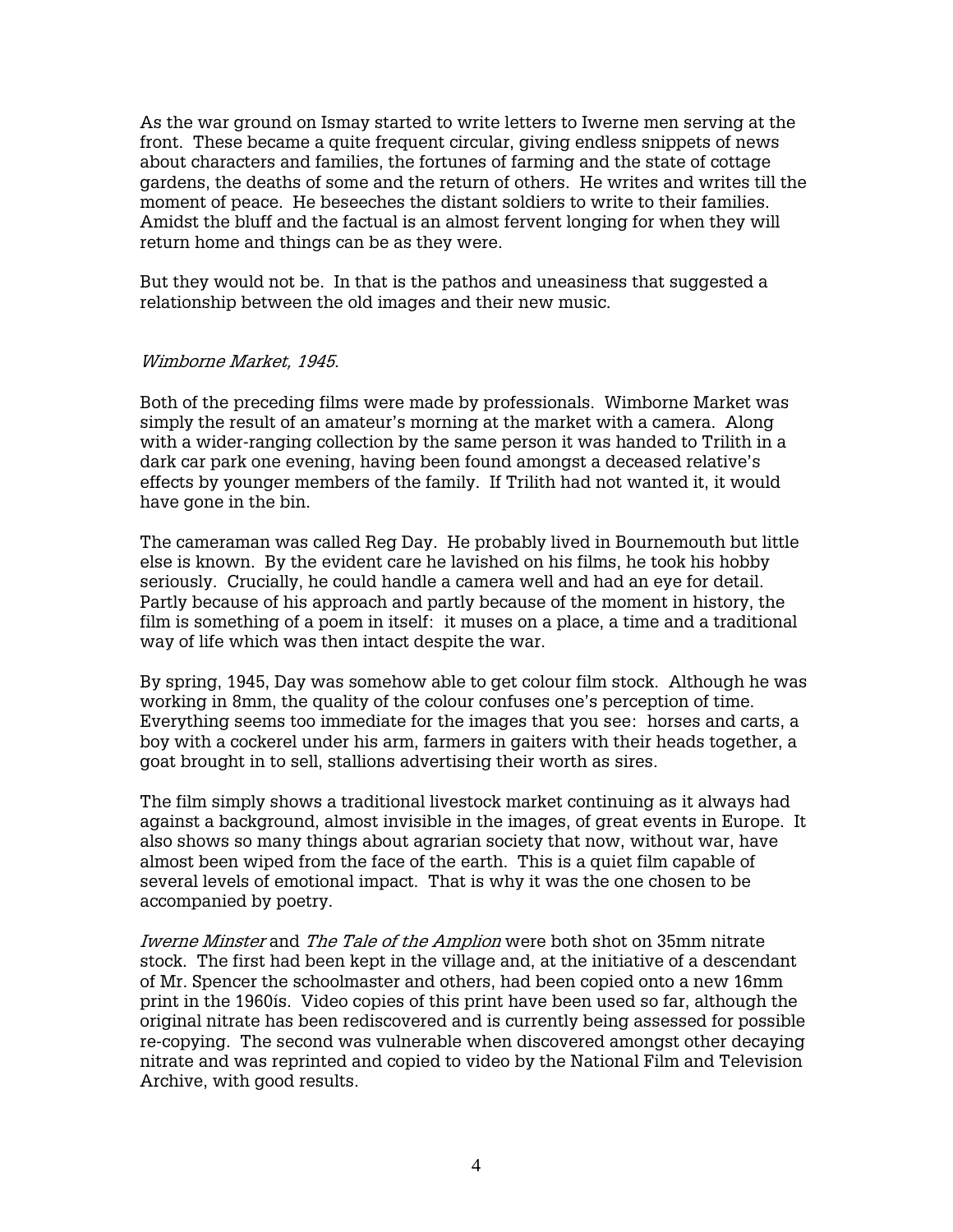As the war ground on Ismay started to write letters to Iwerne men serving at the front. These became a quite frequent circular, giving endless snippets of news about characters and families, the fortunes of farming and the state of cottage gardens, the deaths of some and the return of others. He writes and writes till the moment of peace. He beseeches the distant soldiers to write to their families. Amidst the bluff and the factual is an almost fervent longing for when they will return home and things can be as they were.

But they would not be. In that is the pathos and uneasiness that suggested a relationship between the old images and their new music.

*Wimborne Market, 1945.*

Both of the preceding films were made by professionals. Wimborne Market was simply the result of an amateur's morning at the market with a camera. Along with a wider-ranging collection by the same person it was handed to Trilith in a dark car park one evening, having been found amongst a deceased relative's effects by younger members of the family. If Trilith had not wanted it, it would have gone in the bin.

The cameraman was called Reg Day. He probably lived in Bournemouth but little else is known. By the evident care he lavished on his films, he took his hobby seriously. Crucially, he could handle a camera well and had an eye for detail. Partly because of his approach and partly because of the moment in history, the film is something of a poem in itself: it muses on a place, a time and a traditional way of life which was then intact despite the war.

By spring, 1945, Day was somehow able to get colour film stock. Although he was working in 8mm, the quality of the colour confuses one's perception of time. Everything seems too immediate for the images that you see: horses and carts, a boy with a cockerel under his arm, farmers in gaiters with their heads together, a goat brought in to sell, stallions advertising their worth as sires.

The film simply shows a traditional livestock market continuing as it always had against a background, almost invisible in the images, of great events in Europe. It also shows so many things about agrarian society that now, without war, have almost been wiped from the face of the earth. This is a quiet film capable of several levels of emotional impact. That is why it was the one chosen to be accompanied by poetry.

*Iwerne Minster* and *The Tale of the Amplion* were both shot on 35mm nitrate stock. The first had been kept in the village and, at the initiative of a descendant of Mr. Spencer the schoolmaster and others, had been copied onto a new 16mm print in the 1960ís. Video copies of this print have been used so far, although the original nitrate has been rediscovered and is currently being assessed for possible re-copying. The second was vulnerable when discovered amongst other decaying nitrate and was reprinted and copied to video by the National Film and Television Archive, with good results.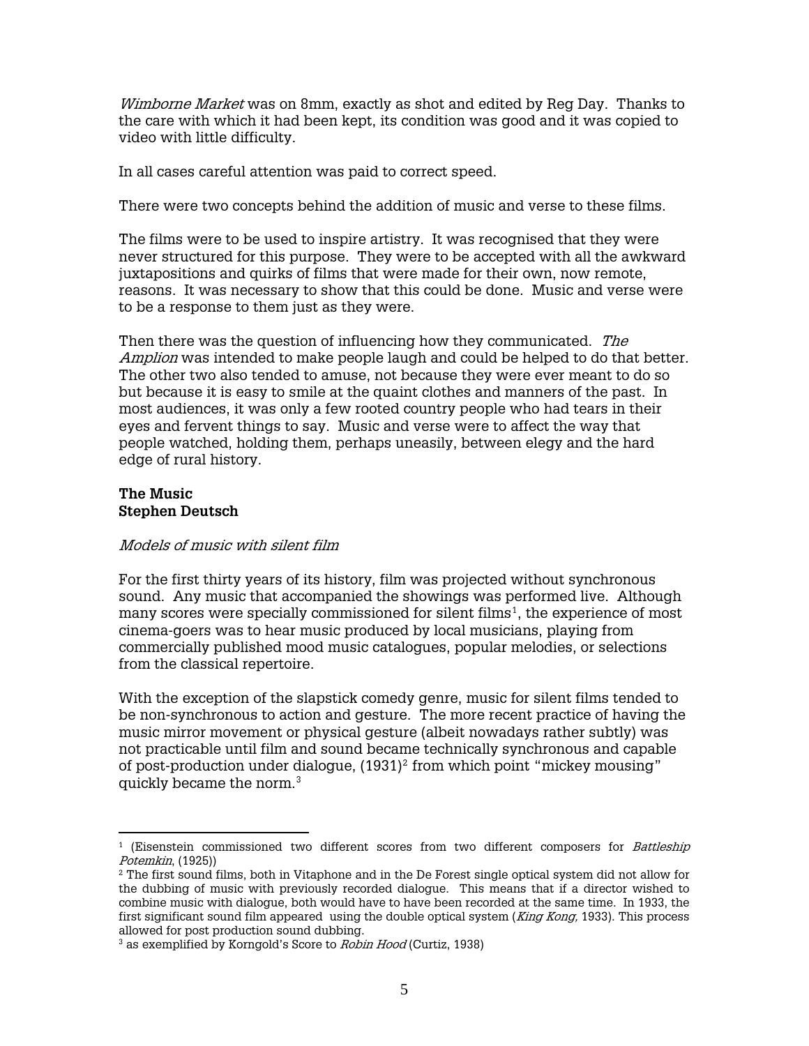*Wimborne Market* was on 8mm, exactly as shot and edited by Reg Day. Thanks to the care with which it had been kept, its condition was good and it was copied to video with little difficulty.

In all cases careful attention was paid to correct speed.

There were two concepts behind the addition of music and verse to these films.

The films were to be used to inspire artistry. It was recognised that they were never structured for this purpose. They were to be accepted with all the awkward juxtapositions and quirks of films that were made for their own, now remote, reasons. It was necessary to show that this could be done. Music and verse were to be a response to them just as they were.

Then there was the question of influencing how they communicated. *The Amplion* was intended to make people laugh and could be helped to do that better. The other two also tended to amuse, not because they were ever meant to do so but because it is easy to smile at the quaint clothes and manners of the past. In most audiences, it was only a few rooted country people who had tears in their eyes and fervent things to say. Music and verse were to affect the way that people watched, holding them, perhaps uneasily, between elegy and the hard edge of rural history.

**The Music**
**Stephen Deutsch**

*Models of music with silent film*

For the first thirty years of its history, film was projected without synchronous sound. Any music that accompanied the showings was performed live. Although many scores were specially commissioned for silent films[1], the experience of most cinema-goers was to hear music produced by local musicians, playing from commercially published mood music catalogues, popular melodies, or selections from the classical repertoire.

With the exception of the slapstick comedy genre, music for silent films tended to be non-synchronous to action and gesture. The more recent practice of having the music mirror movement or physical gesture (albeit nowadays rather subtly) was not practicable until film and sound became technically synchronous and capable of post-production under dialogue, (1931)[2] from which point "mickey mousing" quickly became the norm.[3]

---

[1] (Eisenstein commissioned two different scores from two different composers for *Battleship Potemkin*, (1925))

[2] The first sound films, both in Vitaphone and in the De Forest single optical system did not allow for the dubbing of music with previously recorded dialogue. This means that if a director wished to combine music with dialogue, both would have to have been recorded at the same time. In 1933, the first significant sound film appeared using the double optical system (*King Kong,* 1933). This process allowed for post production sound dubbing.

[3] as exemplified by Korngold's Score to *Robin Hood* (Curtiz, 1938)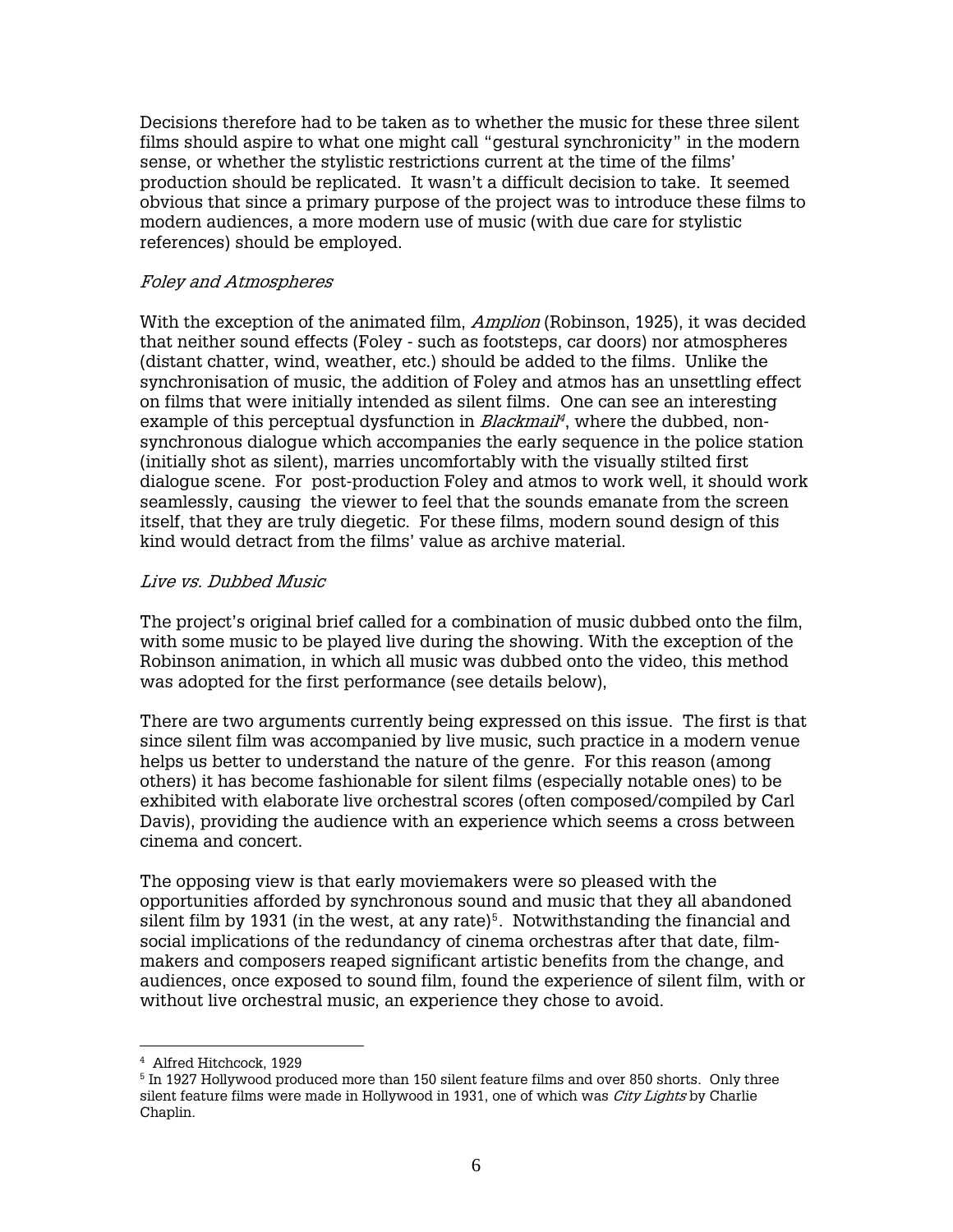Decisions therefore had to be taken as to whether the music for these three silent films should aspire to what one might call "gestural synchronicity" in the modern sense, or whether the stylistic restrictions current at the time of the films' production should be replicated. It wasn't a difficult decision to take. It seemed obvious that since a primary purpose of the project was to introduce these films to modern audiences, a more modern use of music (with due care for stylistic references) should be employed.

*Foley and Atmospheres*

With the exception of the animated film, *Amplion* (Robinson, 1925), it was decided that neither sound effects (Foley - such as footsteps, car doors) nor atmospheres (distant chatter, wind, weather, etc.) should be added to the films. Unlike the synchronisation of music, the addition of Foley and atmos has an unsettling effect on films that were initially intended as silent films. One can see an interesting example of this perceptual dysfunction in *Blackmail*[4], where the dubbed, non-synchronous dialogue which accompanies the early sequence in the police station (initially shot as silent), marries uncomfortably with the visually stilted first dialogue scene. For post-production Foley and atmos to work well, it should work seamlessly, causing the viewer to feel that the sounds emanate from the screen itself, that they are truly diegetic. For these films, modern sound design of this kind would detract from the films' value as archive material.

*Live vs. Dubbed Music*

The project's original brief called for a combination of music dubbed onto the film, with some music to be played live during the showing. With the exception of the Robinson animation, in which all music was dubbed onto the video, this method was adopted for the first performance (see details below),

There are two arguments currently being expressed on this issue. The first is that since silent film was accompanied by live music, such practice in a modern venue helps us better to understand the nature of the genre. For this reason (among others) it has become fashionable for silent films (especially notable ones) to be exhibited with elaborate live orchestral scores (often composed/compiled by Carl Davis), providing the audience with an experience which seems a cross between cinema and concert.

The opposing view is that early moviemakers were so pleased with the opportunities afforded by synchronous sound and music that they all abandoned silent film by 1931 (in the west, at any rate)[5]. Notwithstanding the financial and social implications of the redundancy of cinema orchestras after that date, film-makers and composers reaped significant artistic benefits from the change, and audiences, once exposed to sound film, found the experience of silent film, with or without live orchestral music, an experience they chose to avoid.

---

[4] Alfred Hitchcock, 1929

[5] In 1927 Hollywood produced more than 150 silent feature films and over 850 shorts. Only three silent feature films were made in Hollywood in 1931, one of which was *City Lights* by Charlie Chaplin.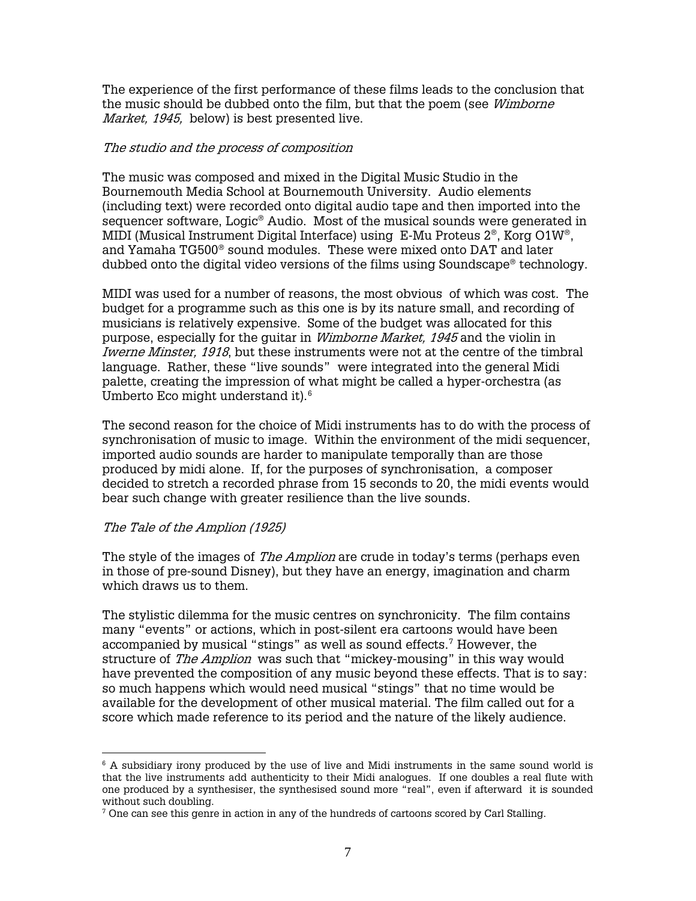The experience of the first performance of these films leads to the conclusion that the music should be dubbed onto the film, but that the poem (see *Wimborne Market, 1945,* below) is best presented live.

*The studio and the process of composition*

The music was composed and mixed in the Digital Music Studio in the Bournemouth Media School at Bournemouth University. Audio elements (including text) were recorded onto digital audio tape and then imported into the sequencer software, Logic® Audio. Most of the musical sounds were generated in MIDI (Musical Instrument Digital Interface) using E-Mu Proteus 2®, Korg O1W®, and Yamaha TG500® sound modules. These were mixed onto DAT and later dubbed onto the digital video versions of the films using Soundscape® technology.

MIDI was used for a number of reasons, the most obvious of which was cost. The budget for a programme such as this one is by its nature small, and recording of musicians is relatively expensive. Some of the budget was allocated for this purpose, especially for the guitar in *Wimborne Market, 1945* and the violin in *Iwerne Minster, 1918*, but these instruments were not at the centre of the timbral language. Rather, these "live sounds" were integrated into the general Midi palette, creating the impression of what might be called a hyper-orchestra (as Umberto Eco might understand it).[6]

The second reason for the choice of Midi instruments has to do with the process of synchronisation of music to image. Within the environment of the midi sequencer, imported audio sounds are harder to manipulate temporally than are those produced by midi alone. If, for the purposes of synchronisation, a composer decided to stretch a recorded phrase from 15 seconds to 20, the midi events would bear such change with greater resilience than the live sounds.

*The Tale of the Amplion (1925)*

The style of the images of *The Amplion* are crude in today's terms (perhaps even in those of pre-sound Disney), but they have an energy, imagination and charm which draws us to them.

The stylistic dilemma for the music centres on synchronicity. The film contains many "events" or actions, which in post-silent era cartoons would have been accompanied by musical "stings" as well as sound effects.[7] However, the structure of *The Amplion* was such that "mickey-mousing" in this way would have prevented the composition of any music beyond these effects. That is to say: so much happens which would need musical "stings" that no time would be available for the development of other musical material. The film called out for a score which made reference to its period and the nature of the likely audience.

---

[6] A subsidiary irony produced by the use of live and Midi instruments in the same sound world is that the live instruments add authenticity to their Midi analogues. If one doubles a real flute with one produced by a synthesiser, the synthesised sound more "real", even if afterward it is sounded without such doubling.

[7] One can see this genre in action in any of the hundreds of cartoons scored by Carl Stalling.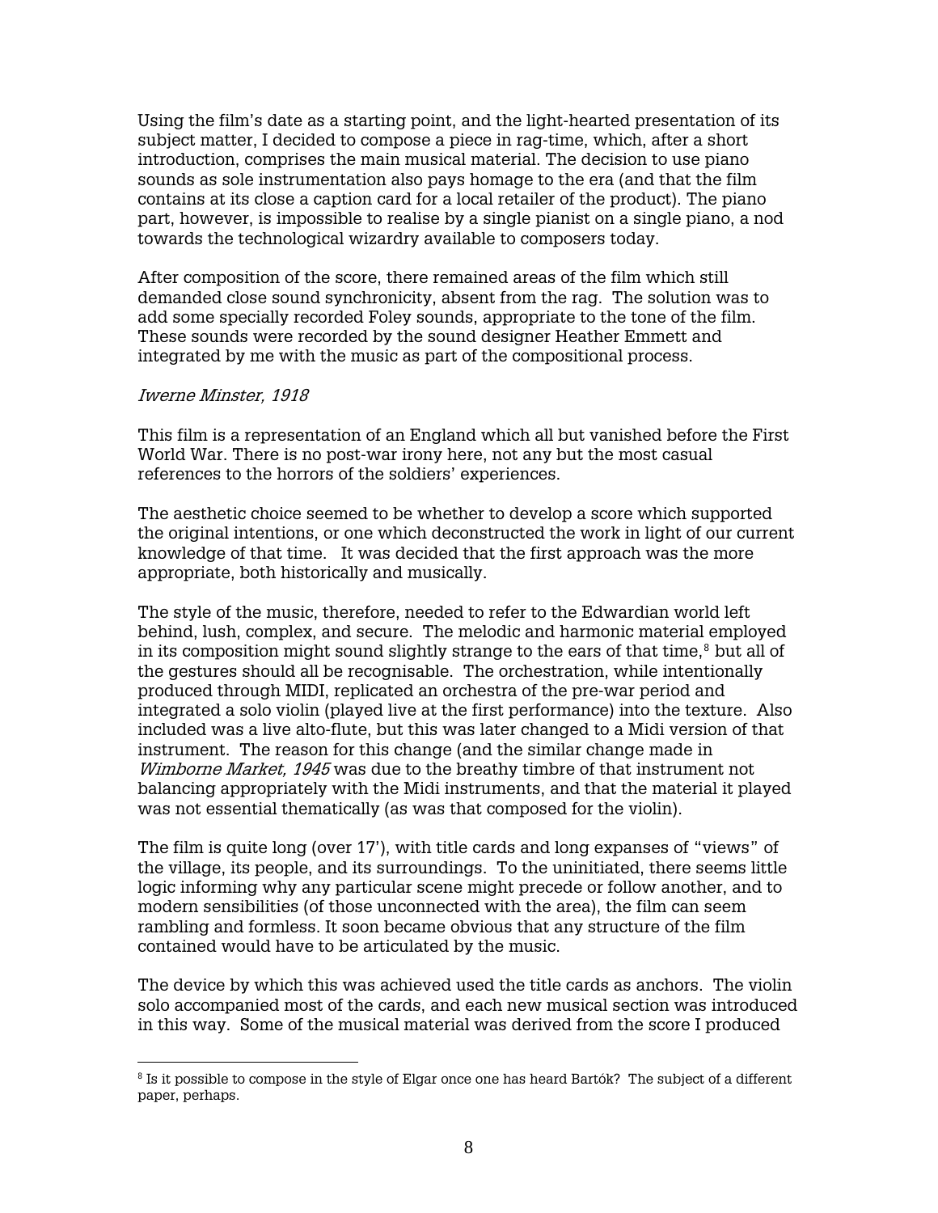Using the film's date as a starting point, and the light-hearted presentation of its subject matter, I decided to compose a piece in rag-time, which, after a short introduction, comprises the main musical material. The decision to use piano sounds as sole instrumentation also pays homage to the era (and that the film contains at its close a caption card for a local retailer of the product). The piano part, however, is impossible to realise by a single pianist on a single piano, a nod towards the technological wizardry available to composers today.

After composition of the score, there remained areas of the film which still demanded close sound synchronicity, absent from the rag. The solution was to add some specially recorded Foley sounds, appropriate to the tone of the film. These sounds were recorded by the sound designer Heather Emmett and integrated by me with the music as part of the compositional process.

*Iwerne Minster, 1918*

This film is a representation of an England which all but vanished before the First World War. There is no post-war irony here, not any but the most casual references to the horrors of the soldiers' experiences.

The aesthetic choice seemed to be whether to develop a score which supported the original intentions, or one which deconstructed the work in light of our current knowledge of that time. It was decided that the first approach was the more appropriate, both historically and musically.

The style of the music, therefore, needed to refer to the Edwardian world left behind, lush, complex, and secure. The melodic and harmonic material employed in its composition might sound slightly strange to the ears of that time,[8] but all of the gestures should all be recognisable. The orchestration, while intentionally produced through MIDI, replicated an orchestra of the pre-war period and integrated a solo violin (played live at the first performance) into the texture. Also included was a live alto-flute, but this was later changed to a Midi version of that instrument. The reason for this change (and the similar change made in *Wimborne Market, 1945* was due to the breathy timbre of that instrument not balancing appropriately with the Midi instruments, and that the material it played was not essential thematically (as was that composed for the violin).

The film is quite long (over 17'), with title cards and long expanses of "views" of the village, its people, and its surroundings. To the uninitiated, there seems little logic informing why any particular scene might precede or follow another, and to modern sensibilities (of those unconnected with the area), the film can seem rambling and formless. It soon became obvious that any structure of the film contained would have to be articulated by the music.

The device by which this was achieved used the title cards as anchors. The violin solo accompanied most of the cards, and each new musical section was introduced in this way. Some of the musical material was derived from the score I produced

[8] Is it possible to compose in the style of Elgar once one has heard Bartók? The subject of a different paper, perhaps.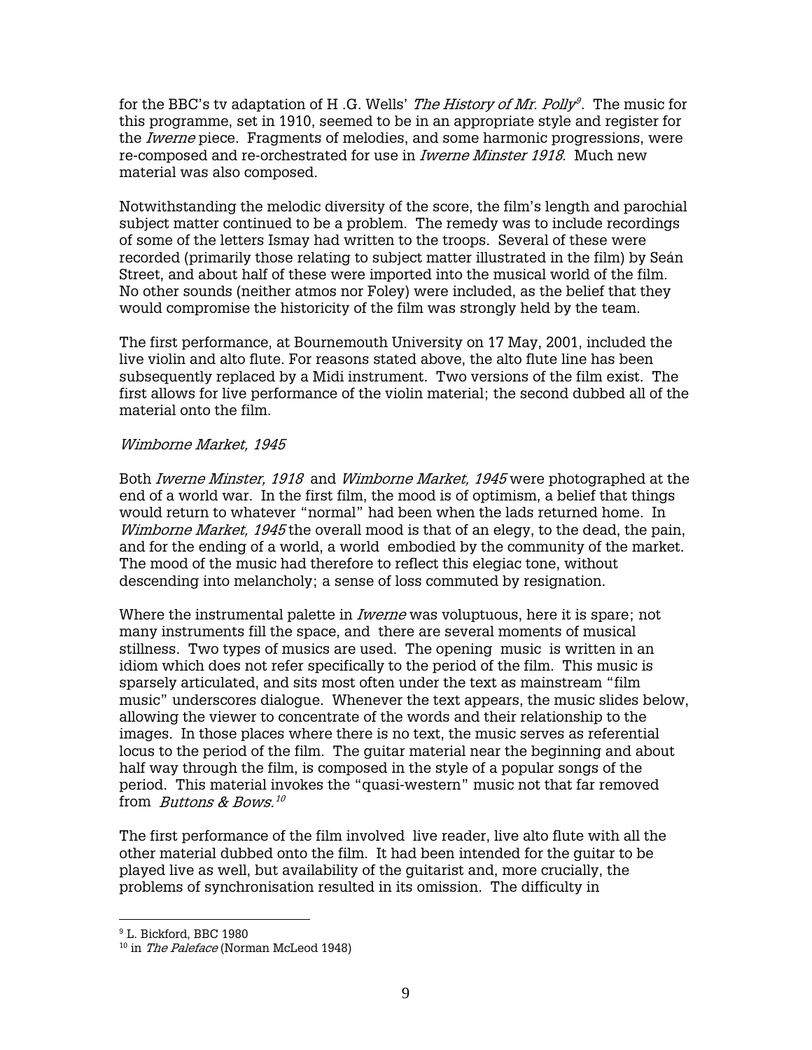for the BBC's tv adaptation of H .G. Wells' *The History of Mr. Polly*[9]. The music for this programme, set in 1910, seemed to be in an appropriate style and register for the *Iwerne* piece. Fragments of melodies, and some harmonic progressions, were re-composed and re-orchestrated for use in *Iwerne Minster 1918*. Much new material was also composed.

Notwithstanding the melodic diversity of the score, the film's length and parochial subject matter continued to be a problem. The remedy was to include recordings of some of the letters Ismay had written to the troops. Several of these were recorded (primarily those relating to subject matter illustrated in the film) by Seán Street, and about half of these were imported into the musical world of the film. No other sounds (neither atmos nor Foley) were included, as the belief that they would compromise the historicity of the film was strongly held by the team.

The first performance, at Bournemouth University on 17 May, 2001, included the live violin and alto flute. For reasons stated above, the alto flute line has been subsequently replaced by a Midi instrument. Two versions of the film exist. The first allows for live performance of the violin material; the second dubbed all of the material onto the film.

*Wimborne Market, 1945*

Both *Iwerne Minster, 1918* and *Wimborne Market, 1945* were photographed at the end of a world war. In the first film, the mood is of optimism, a belief that things would return to whatever "normal" had been when the lads returned home. In *Wimborne Market, 1945* the overall mood is that of an elegy, to the dead, the pain, and for the ending of a world, a world embodied by the community of the market. The mood of the music had therefore to reflect this elegiac tone, without descending into melancholy; a sense of loss commuted by resignation.

Where the instrumental palette in *Iwerne* was voluptuous, here it is spare; not many instruments fill the space, and there are several moments of musical stillness. Two types of musics are used. The opening music is written in an idiom which does not refer specifically to the period of the film. This music is sparsely articulated, and sits most often under the text as mainstream "film music" underscores dialogue. Whenever the text appears, the music slides below, allowing the viewer to concentrate of the words and their relationship to the images. In those places where there is no text, the music serves as referential locus to the period of the film. The guitar material near the beginning and about half way through the film, is composed in the style of a popular songs of the period. This material invokes the "quasi-western" music not that far removed from *Buttons & Bows.*[10]

The first performance of the film involved live reader, live alto flute with all the other material dubbed onto the film. It had been intended for the guitar to be played live as well, but availability of the guitarist and, more crucially, the problems of synchronisation resulted in its omission. The difficulty in

[9] L. Bickford, BBC 1980

[10] in *The Paleface* (Norman McLeod 1948)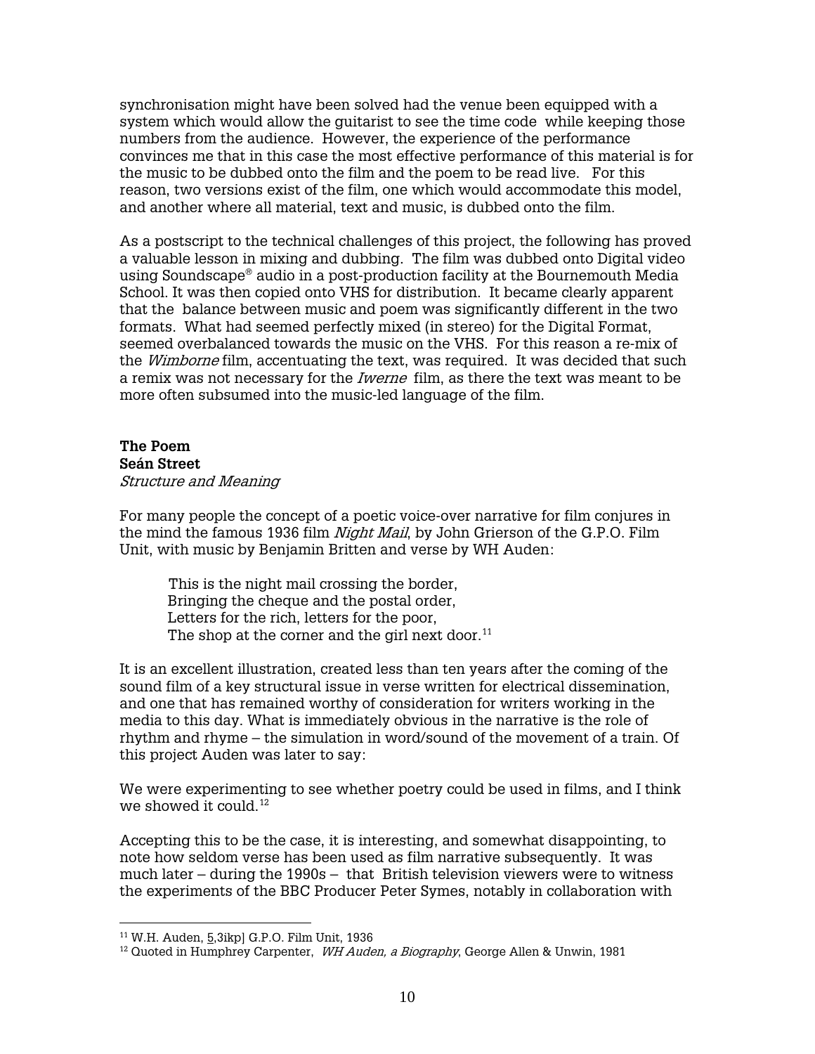synchronisation might have been solved had the venue been equipped with a system which would allow the guitarist to see the time code while keeping those numbers from the audience. However, the experience of the performance convinces me that in this case the most effective performance of this material is for the music to be dubbed onto the film and the poem to be read live. For this reason, two versions exist of the film, one which would accommodate this model, and another where all material, text and music, is dubbed onto the film.

As a postscript to the technical challenges of this project, the following has proved a valuable lesson in mixing and dubbing. The film was dubbed onto Digital video using Soundscape® audio in a post-production facility at the Bournemouth Media School. It was then copied onto VHS for distribution. It became clearly apparent that the balance between music and poem was significantly different in the two formats. What had seemed perfectly mixed (in stereo) for the Digital Format, seemed overbalanced towards the music on the VHS. For this reason a re-mix of the *Wimborne* film, accentuating the text, was required. It was decided that such a remix was not necessary for the *Iwerne* film, as there the text was meant to be more often subsumed into the music-led language of the film.

**The Poem**
**Seán Street**
*Structure and Meaning*

For many people the concept of a poetic voice-over narrative for film conjures in the mind the famous 1936 film *Night Mail*, by John Grierson of the G.P.O. Film Unit, with music by Benjamin Britten and verse by WH Auden:

> This is the night mail crossing the border,
> Bringing the cheque and the postal order,
> Letters for the rich, letters for the poor,
> The shop at the corner and the girl next door.[11]

It is an excellent illustration, created less than ten years after the coming of the sound film of a key structural issue in verse written for electrical dissemination, and one that has remained worthy of consideration for writers working in the media to this day. What is immediately obvious in the narrative is the role of rhythm and rhyme – the simulation in word/sound of the movement of a train. Of this project Auden was later to say:

We were experimenting to see whether poetry could be used in films, and I think we showed it could.[12]

Accepting this to be the case, it is interesting, and somewhat disappointing, to note how seldom verse has been used as film narrative subsequently. It was much later – during the 1990s – that British television viewers were to witness the experiments of the BBC Producer Peter Symes, notably in collaboration with

---

[11] W.H. Auden, 5,3ikp] G.P.O. Film Unit, 1936
[12] Quoted in Humphrey Carpenter, *WH Auden, a Biography*, George Allen & Unwin, 1981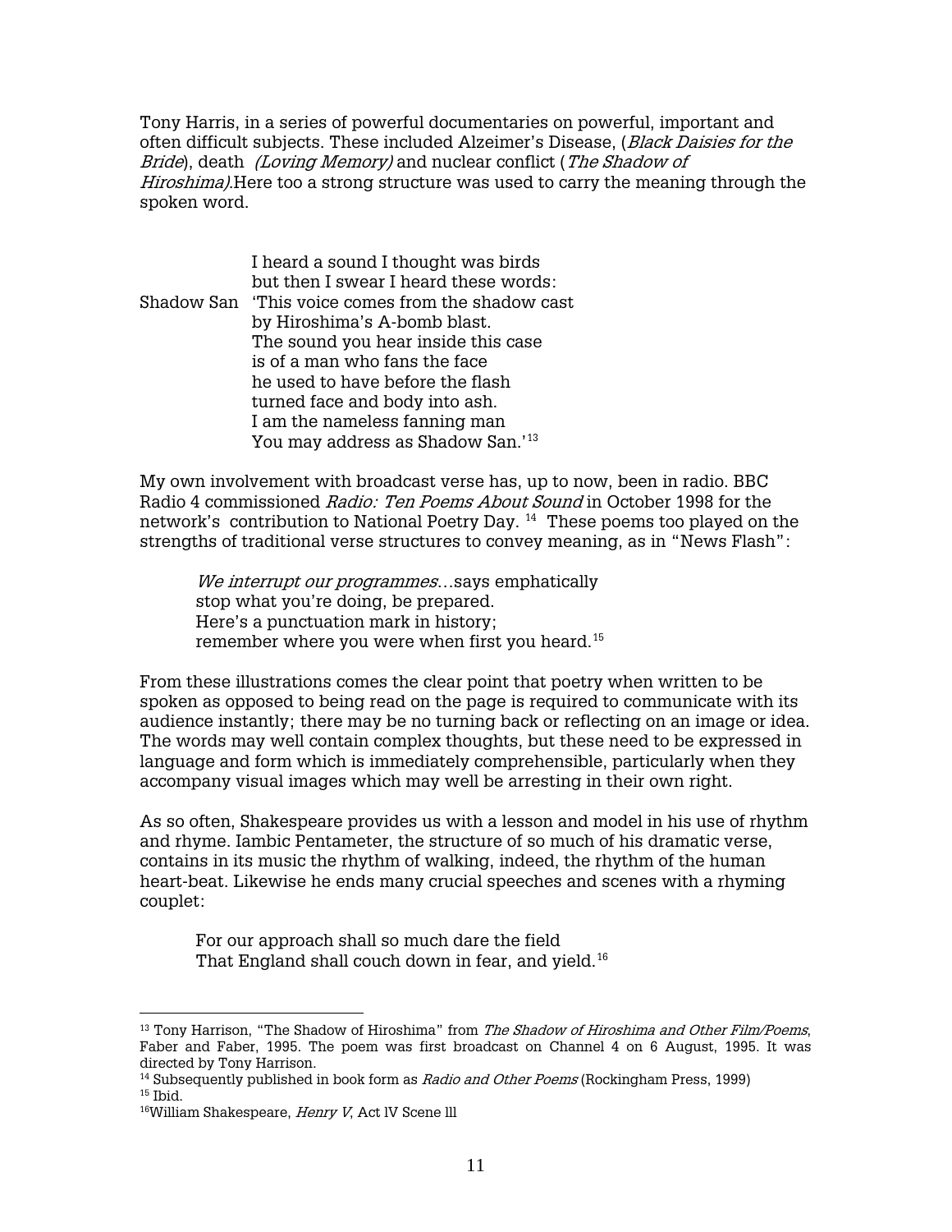Tony Harris, in a series of powerful documentaries on powerful, important and often difficult subjects. These included Alzeimer's Disease, (*Black Daisies for the Bride*), death *(Loving Memory)* and nuclear conflict (*The Shadow of Hiroshima).*Here too a strong structure was used to carry the meaning through the spoken word.

I heard a sound I thought was birds  
but then I swear I heard these words:  
Shadow San 'This voice comes from the shadow cast  
by Hiroshima's A-bomb blast.  
The sound you hear inside this case  
is of a man who fans the face  
he used to have before the flash  
turned face and body into ash.  
I am the nameless fanning man  
You may address as Shadow San.'[13]

My own involvement with broadcast verse has, up to now, been in radio. BBC Radio 4 commissioned *Radio: Ten Poems About Sound* in October 1998 for the network's contribution to National Poetry Day. [14] These poems too played on the strengths of traditional verse structures to convey meaning, as in "News Flash":

> *We interrupt our programmes*…says emphatically  
> stop what you're doing, be prepared.  
> Here's a punctuation mark in history;  
> remember where you were when first you heard.[15]

From these illustrations comes the clear point that poetry when written to be spoken as opposed to being read on the page is required to communicate with its audience instantly; there may be no turning back or reflecting on an image or idea. The words may well contain complex thoughts, but these need to be expressed in language and form which is immediately comprehensible, particularly when they accompany visual images which may well be arresting in their own right.

As so often, Shakespeare provides us with a lesson and model in his use of rhythm and rhyme. Iambic Pentameter, the structure of so much of his dramatic verse, contains in its music the rhythm of walking, indeed, the rhythm of the human heart-beat. Likewise he ends many crucial speeches and scenes with a rhyming couplet:

> For our approach shall so much dare the field  
> That England shall couch down in fear, and yield.[16]

---

[13] Tony Harrison, "The Shadow of Hiroshima" from *The Shadow of Hiroshima and Other Film/Poems*, Faber and Faber, 1995. The poem was first broadcast on Channel 4 on 6 August, 1995. It was directed by Tony Harrison.

[14] Subsequently published in book form as *Radio and Other Poems* (Rockingham Press, 1999)

[15] Ibid.

[16] William Shakespeare, *Henry V*, Act lV Scene lll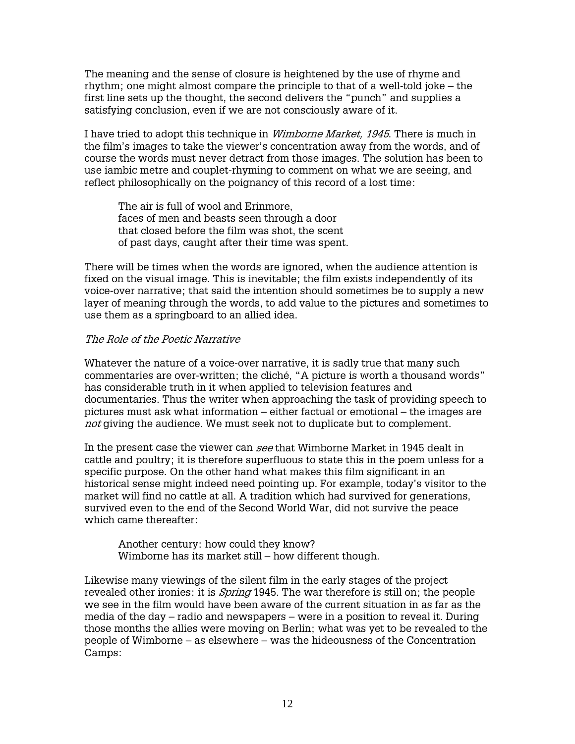The meaning and the sense of closure is heightened by the use of rhyme and rhythm; one might almost compare the principle to that of a well-told joke – the first line sets up the thought, the second delivers the "punch" and supplies a satisfying conclusion, even if we are not consciously aware of it.

I have tried to adopt this technique in *Wimborne Market, 1945*. There is much in the film's images to take the viewer's concentration away from the words, and of course the words must never detract from those images. The solution has been to use iambic metre and couplet-rhyming to comment on what we are seeing, and reflect philosophically on the poignancy of this record of a lost time:

> The air is full of wool and Erinmore,
> faces of men and beasts seen through a door
> that closed before the film was shot, the scent
> of past days, caught after their time was spent.

There will be times when the words are ignored, when the audience attention is fixed on the visual image. This is inevitable; the film exists independently of its voice-over narrative; that said the intention should sometimes be to supply a new layer of meaning through the words, to add value to the pictures and sometimes to use them as a springboard to an allied idea.

*The Role of the Poetic Narrative*

Whatever the nature of a voice-over narrative, it is sadly true that many such commentaries are over-written; the cliché, "A picture is worth a thousand words" has considerable truth in it when applied to television features and documentaries. Thus the writer when approaching the task of providing speech to pictures must ask what information – either factual or emotional – the images are *not* giving the audience. We must seek not to duplicate but to complement.

In the present case the viewer can *see* that Wimborne Market in 1945 dealt in cattle and poultry; it is therefore superfluous to state this in the poem unless for a specific purpose. On the other hand what makes this film significant in an historical sense might indeed need pointing up. For example, today's visitor to the market will find no cattle at all. A tradition which had survived for generations, survived even to the end of the Second World War, did not survive the peace which came thereafter:

> Another century: how could they know?
> Wimborne has its market still – how different though.

Likewise many viewings of the silent film in the early stages of the project revealed other ironies: it is *Spring* 1945. The war therefore is still on; the people we see in the film would have been aware of the current situation in as far as the media of the day – radio and newspapers – were in a position to reveal it. During those months the allies were moving on Berlin; what was yet to be revealed to the people of Wimborne – as elsewhere – was the hideousness of the Concentration Camps: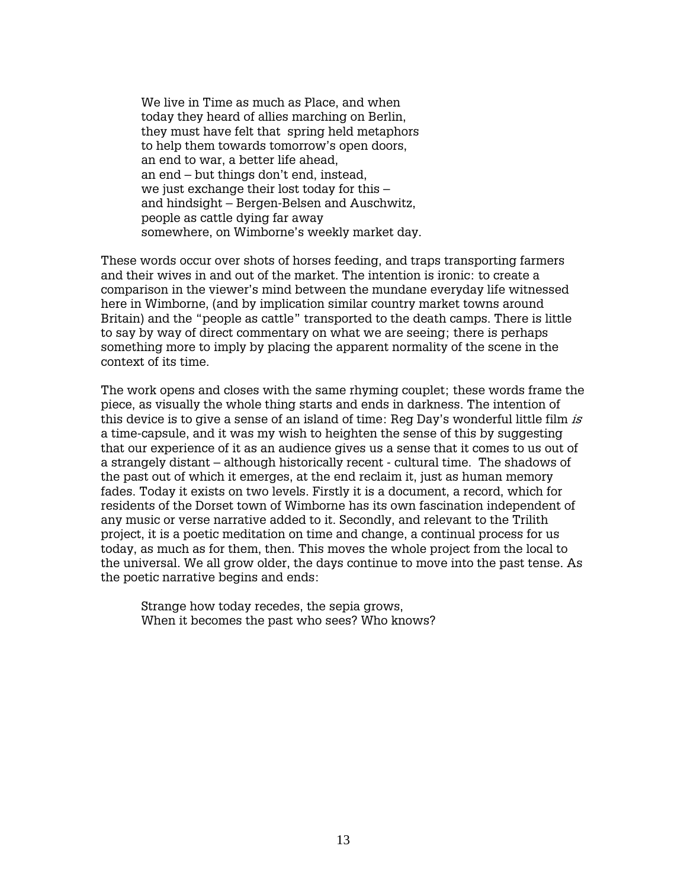> We live in Time as much as Place, and when
> today they heard of allies marching on Berlin,
> they must have felt that spring held metaphors
> to help them towards tomorrow's open doors,
> an end to war, a better life ahead,
> an end – but things don't end, instead,
> we just exchange their lost today for this –
> and hindsight – Bergen-Belsen and Auschwitz,
> people as cattle dying far away
> somewhere, on Wimborne's weekly market day.

These words occur over shots of horses feeding, and traps transporting farmers and their wives in and out of the market. The intention is ironic: to create a comparison in the viewer's mind between the mundane everyday life witnessed here in Wimborne, (and by implication similar country market towns around Britain) and the "people as cattle" transported to the death camps. There is little to say by way of direct commentary on what we are seeing; there is perhaps something more to imply by placing the apparent normality of the scene in the context of its time.

The work opens and closes with the same rhyming couplet; these words frame the piece, as visually the whole thing starts and ends in darkness. The intention of this device is to give a sense of an island of time: Reg Day's wonderful little film *is* a time-capsule, and it was my wish to heighten the sense of this by suggesting that our experience of it as an audience gives us a sense that it comes to us out of a strangely distant – although historically recent - cultural time. The shadows of the past out of which it emerges, at the end reclaim it, just as human memory fades. Today it exists on two levels. Firstly it is a document, a record, which for residents of the Dorset town of Wimborne has its own fascination independent of any music or verse narrative added to it. Secondly, and relevant to the Trilith project, it is a poetic meditation on time and change, a continual process for us today, as much as for them, then. This moves the whole project from the local to the universal. We all grow older, the days continue to move into the past tense. As the poetic narrative begins and ends:

> Strange how today recedes, the sepia grows,
> When it becomes the past who sees? Who knows?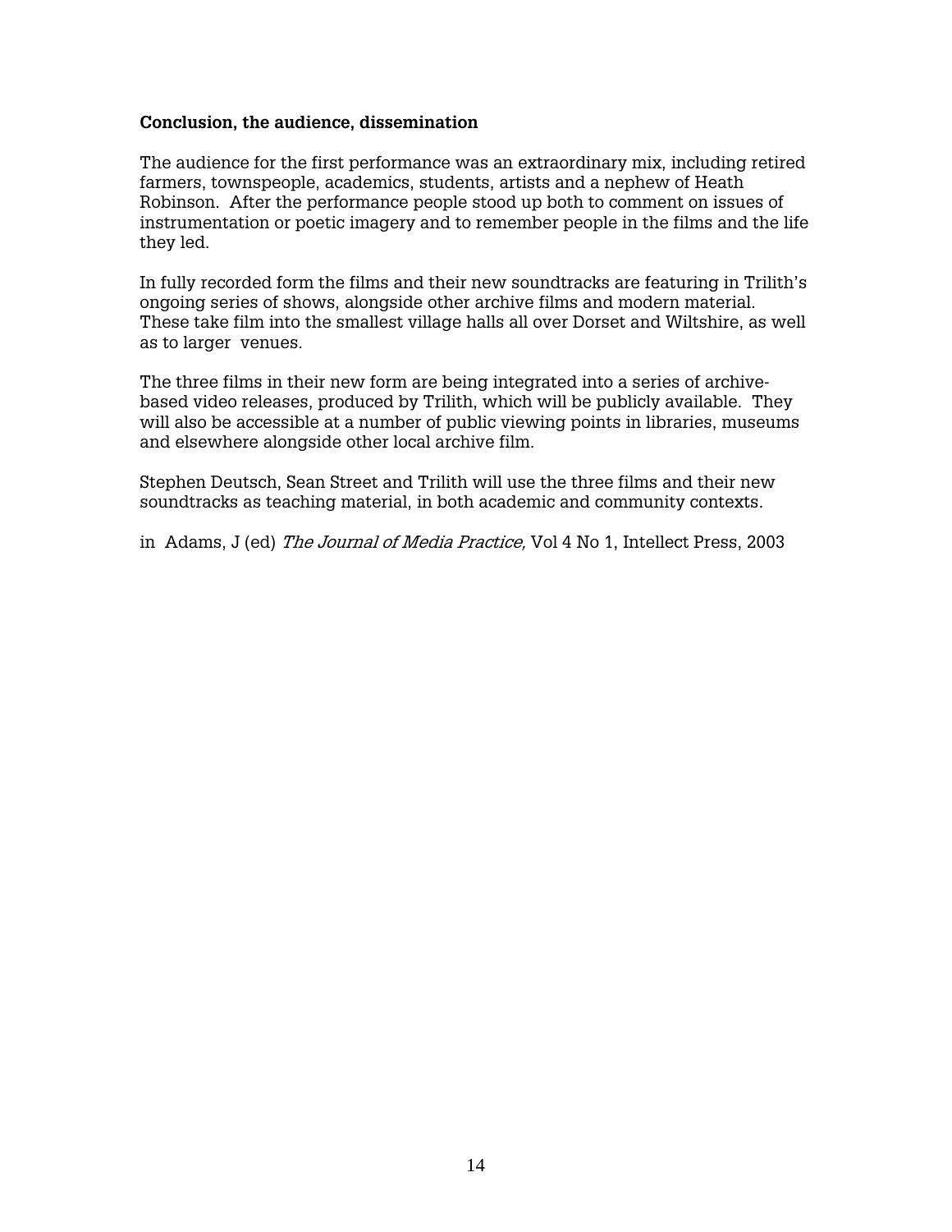**Conclusion, the audience, dissemination**

The audience for the first performance was an extraordinary mix, including retired farmers, townspeople, academics, students, artists and a nephew of Heath Robinson. After the performance people stood up both to comment on issues of instrumentation or poetic imagery and to remember people in the films and the life they led.

In fully recorded form the films and their new soundtracks are featuring in Trilith's ongoing series of shows, alongside other archive films and modern material. These take film into the smallest village halls all over Dorset and Wiltshire, as well as to larger venues.

The three films in their new form are being integrated into a series of archive-based video releases, produced by Trilith, which will be publicly available. They will also be accessible at a number of public viewing points in libraries, museums and elsewhere alongside other local archive film.

Stephen Deutsch, Sean Street and Trilith will use the three films and their new soundtracks as teaching material, in both academic and community contexts.

in Adams, J (ed) *The Journal of Media Practice,* Vol 4 No 1, Intellect Press, 2003